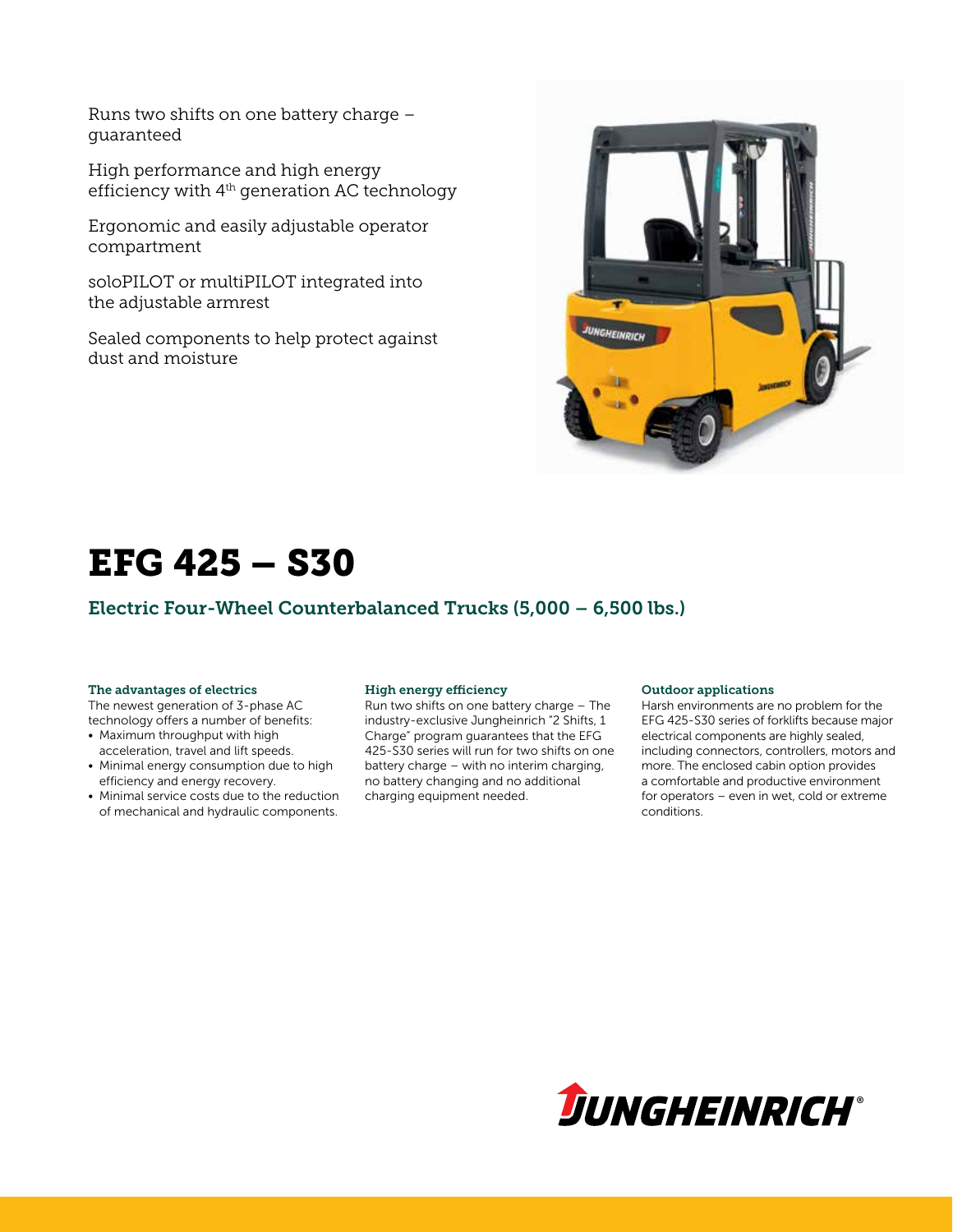Runs two shifts on one battery charge – guaranteed

High performance and high energy efficiency with 4th generation AC technology

Ergonomic and easily adjustable operator compartment

soloPILOT or multiPILOT integrated into the adjustable armrest

Sealed components to help protect against dust and moisture

# EFG 425 – S30

## Electric Four-Wheel Counterbalanced Trucks (5,000 – 6,500 lbs.)

### The advantages of electrics

The newest generation of 3-phase AC technology offers a number of benefits:

- Maximum throughput with high acceleration, travel and lift speeds.
- Minimal energy consumption due to high efficiency and energy recovery.
- Minimal service costs due to the reduction of mechanical and hydraulic components.

### High energy efficiency

Run two shifts on one battery charge – The industry-exclusive Jungheinrich "2 Shifts, 1 Charge" program guarantees that the EFG 425-S30 series will run for two shifts on one battery charge – with no interim charging, no battery changing and no additional charging equipment needed.

### Outdoor applications

Harsh environments are no problem for the EFG 425-S30 series of forklifts because major electrical components are highly sealed, including connectors, controllers, motors and more. The enclosed cabin option provides a comfortable and productive environment for operators – even in wet, cold or extreme conditions.

JUNGHEINRICH®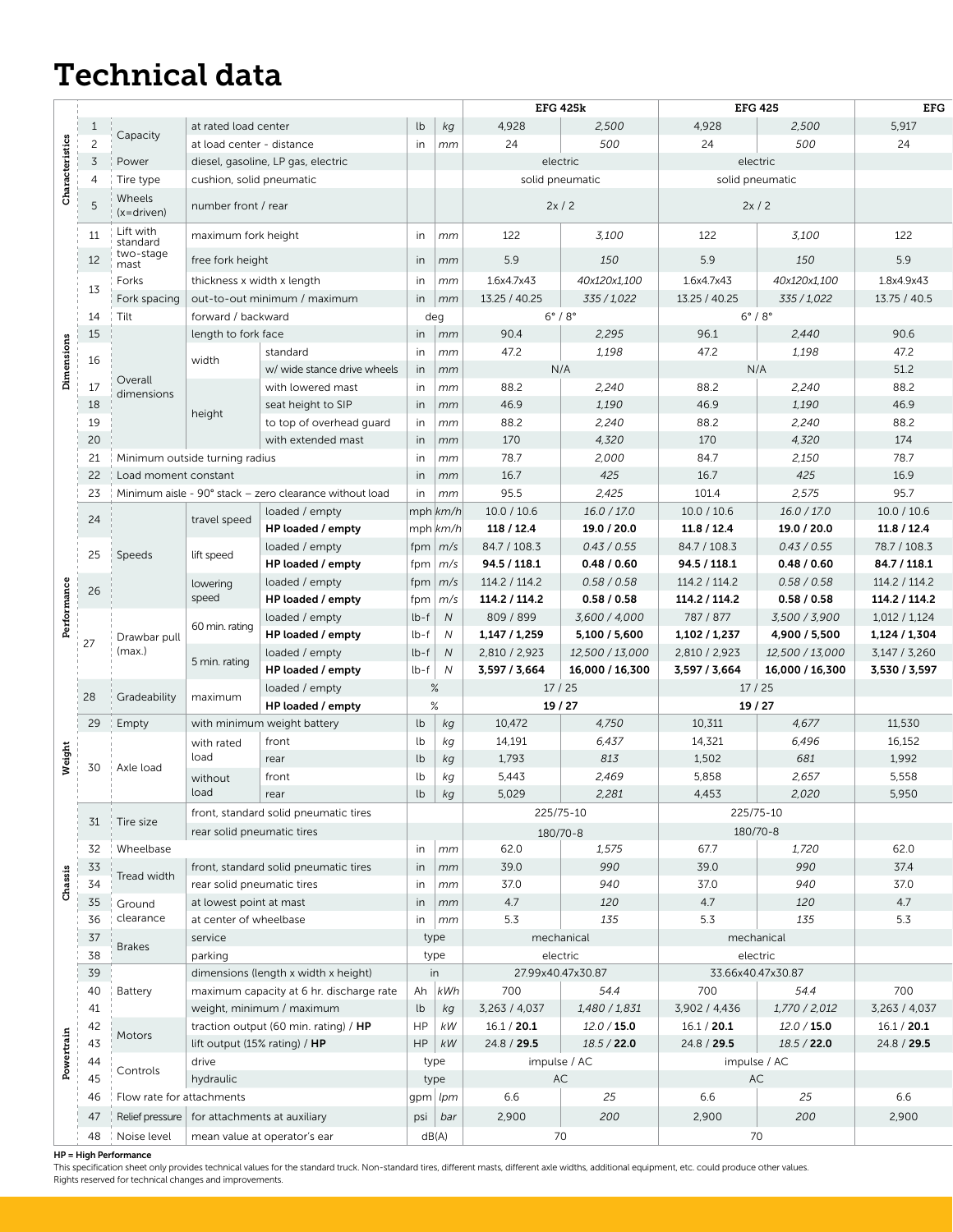# Technical data

| Section | No. | Item | Description | | Unit (imp.) | Unit (metric) | EFG 425k | | EFG 425 | | EFG |
|---|---|---|---|---|---|---|---|---|---|---|---|
| Characteristics | 1 | Capacity | at rated load center | | lb | *kg* | 4,928 | *2,500* | 4,928 | *2,500* | 5,917 |
| | 2 | | at load center - distance | | in | *mm* | 24 | *500* | 24 | *500* | 24 |
| | 3 | Power | diesel, gasoline, LP gas, electric | | | | electric | | electric | | |
| | 4 | Tire type | cushion, solid pneumatic | | | | solid pneumatic | | solid pneumatic | | |
| | 5 | Wheels (x=driven) | number front / rear | | | | 2x / 2 | | 2x / 2 | | |
| Dimensions | 11 | Lift with standard two-stage mast | maximum fork height | | in | *mm* | 122 | *3,100* | 122 | *3,100* | 122 |
| | 12 | | free fork height | | in | *mm* | 5.9 | *150* | 5.9 | *150* | 5.9 |
| | 13 | Forks | thickness x width x length | | in | *mm* | 1.6x4.7x43 | *40x120x1,100* | 1.6x4.7x43 | *40x120x1,100* | 1.8x4.9x43 |
| | | Fork spacing | out-to-out minimum / maximum | | in | *mm* | 13.25 / 40.25 | *335 / 1,022* | 13.25 / 40.25 | *335 / 1,022* | 13.75 / 40.5 |
| | 14 | Tilt | forward / backward | | deg | | 6° / 8° | | 6° / 8° | | |
| | 15 | Overall dimensions | length to fork face | | in | *mm* | 90.4 | *2,295* | 96.1 | *2,440* | 90.6 |
| | 16 | | width | standard | in | *mm* | 47.2 | *1,198* | 47.2 | *1,198* | 47.2 |
| | | | | w/ wide stance drive wheels | in | *mm* | N/A | | N/A | | 51.2 |
| | 17 | | height | with lowered mast | in | *mm* | 88.2 | *2,240* | 88.2 | *2,240* | 88.2 |
| | 18 | | | seat height to SIP | in | *mm* | 46.9 | *1,190* | 46.9 | *1,190* | 46.9 |
| | 19 | | | to top of overhead guard | in | *mm* | 88.2 | *2,240* | 88.2 | *2,240* | 88.2 |
| | 20 | | | with extended mast | in | *mm* | 170 | *4,320* | 170 | *4,320* | 174 |
| | 21 | Minimum outside turning radius | | | in | *mm* | 78.7 | *2,000* | 84.7 | *2,150* | 78.7 |
| | 22 | Load moment constant | | | in | *mm* | 16.7 | *425* | 16.7 | *425* | 16.9 |
| | 23 | Minimum aisle - 90° stack – zero clearance without load | | | in | *mm* | 95.5 | *2,425* | 101.4 | *2,575* | 95.7 |
| Performance | 24 | Speeds | travel speed | loaded / empty | mph | *km/h* | 10.0 / 10.6 | *16.0 / 17.0* | 10.0 / 10.6 | *16.0 / 17.0* | 10.0 / 10.6 |
| | | | | **HP loaded / empty** | mph | *km/h* | **118 / 12.4** | **19.0 / 20.0** | **11.8 / 12.4** | **19.0 / 20.0** | **11.8 / 12.4** |
| | 25 | | lift speed | loaded / empty | fpm | *m/s* | 84.7 / 108.3 | *0.43 / 0.55* | 84.7 / 108.3 | *0.43 / 0.55* | 78.7 / 108.3 |
| | | | | **HP loaded / empty** | fpm | *m/s* | **94.5 / 118.1** | **0.48 / 0.60** | **94.5 / 118.1** | **0.48 / 0.60** | **84.7 / 118.1** |
| | 26 | | lowering speed | loaded / empty | fpm | *m/s* | 114.2 / 114.2 | *0.58 / 0.58* | 114.2 / 114.2 | *0.58 / 0.58* | 114.2 / 114.2 |
| | | | | **HP loaded / empty** | fpm | *m/s* | **114.2 / 114.2** | **0.58 / 0.58** | **114.2 / 114.2** | **0.58 / 0.58** | **114.2 / 114.2** |
| | 27 | Drawbar pull (max.) | 60 min. rating | loaded / empty | lb-f | *N* | 809 / 899 | *3,600 / 4,000* | 787 / 877 | *3,500 / 3,900* | 1,012 / 1,124 |
| | | | | **HP loaded / empty** | lb-f | *N* | **1,147 / 1,259** | **5,100 / 5,600** | **1,102 / 1,237** | **4,900 / 5,500** | **1,124 / 1,304** |
| | | | 5 min. rating | loaded / empty | lb-f | *N* | 2,810 / 2,923 | *12,500 / 13,000* | 2,810 / 2,923 | *12,500 / 13,000* | 3,147 / 3,260 |
| | | | | **HP loaded / empty** | lb-f | *N* | **3,597 / 3,664** | **16,000 / 16,300** | **3,597 / 3,664** | **16,000 / 16,300** | **3,530 / 3,597** |
| | 28 | Gradeability | maximum | loaded / empty | % | | 17 / 25 | | 17 / 25 | | |
| | | | | **HP loaded / empty** | % | | **19 / 27** | | **19 / 27** | | |
| Weight | 29 | Empty | with minimum weight battery | | lb | *kg* | 10,472 | *4,750* | 10,311 | *4,677* | 11,530 |
| | 30 | Axle load | with rated load | front | lb | *kg* | 14,191 | *6,437* | 14,321 | *6,496* | 16,152 |
| | | | | rear | lb | *kg* | 1,793 | *813* | 1,502 | *681* | 1,992 |
| | | | without load | front | lb | *kg* | 5,443 | *2,469* | 5,858 | *2,657* | 5,558 |
| | | | | rear | lb | *kg* | 5,029 | *2,281* | 4,453 | *2,020* | 5,950 |
| Chassis | 31 | Tire size | front, standard solid pneumatic tires | | | | 225/75-10 | | 225/75-10 | | |
| | | | rear solid pneumatic tires | | | | 180/70-8 | | 180/70-8 | | |
| | 32 | Wheelbase | | | in | *mm* | 62.0 | *1,575* | 67.7 | *1,720* | 62.0 |
| | 33 | Tread width | front, standard solid pneumatic tires | | in | *mm* | 39.0 | *990* | 39.0 | *990* | 37.4 |
| | 34 | | rear solid pneumatic tires | | in | *mm* | 37.0 | *940* | 37.0 | *940* | 37.0 |
| | 35 | Ground clearance | at lowest point at mast | | in | *mm* | 4.7 | *120* | 4.7 | *120* | 4.7 |
| | 36 | | at center of wheelbase | | in | *mm* | 5.3 | *135* | 5.3 | *135* | 5.3 |
| | 37 | Brakes | service | | type | | mechanical | | mechanical | | |
| | 38 | | parking | | type | | electric | | electric | | |
| Powertrain | 39 | Battery | dimensions (length x width x height) | | in | | 27.99x40.47x30.87 | | 33.66x40.47x30.87 | | |
| | 40 | | maximum capacity at 6 hr. discharge rate | | Ah | *kWh* | 700 | *54.4* | 700 | *54.4* | 700 |
| | 41 | | weight, minimum / maximum | | lb | *kg* | 3,263 / 4,037 | *1,480 / 1,831* | 3,902 / 4,436 | *1,770 / 2,012* | 3,263 / 4,037 |
| | 42 | Motors | traction output (60 min. rating) / **HP** | | HP | *kW* | 16.1 / **20.1** | *12.0* / **15.0** | 16.1 / **20.1** | *12.0* / **15.0** | 16.1 / **20.1** |
| | 43 | | lift output (15% rating) / **HP** | | HP | *kW* | 24.8 / **29.5** | *18.5* / **22.0** | 24.8 / **29.5** | *18.5* / **22.0** | 24.8 / **29.5** |
| | 44 | Controls | drive | | type | | impulse / AC | | impulse / AC | | |
| | 45 | | hydraulic | | type | | AC | | AC | | |
| | 46 | Flow rate for attachments | | | gpm | *lpm* | 6.6 | *25* | 6.6 | *25* | 6.6 |
| | 47 | Relief pressure | for attachments at auxiliary | | psi | *bar* | 2,900 | *200* | 2,900 | *200* | 2,900 |
| | 48 | Noise level | mean value at operator's ear | | dB(A) | | 70 | | 70 | | |

**HP = High Performance**

This specification sheet only provides technical values for the standard truck. Non-standard tires, different masts, different axle widths, additional equipment, etc. could produce other values.
Rights reserved for technical changes and improvements.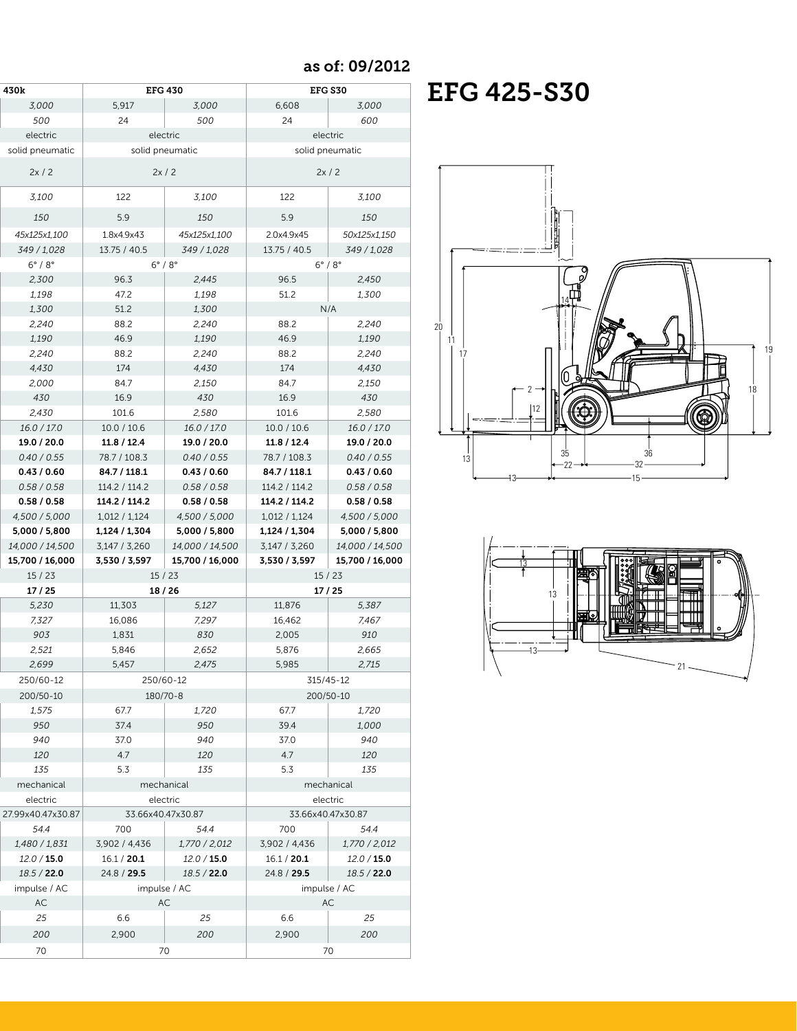as of: 09/2012

# EFG 425-S30

| 430k | EFG 430 | | EFG S30 | |
|---|---|---|---|---|
| *3,000* | 5,917 | *3,000* | 6,608 | *3,000* |
| *500* | 24 | *500* | 24 | *600* |
| electric | electric | | electric | |
| solid pneumatic | solid pneumatic | | solid pneumatic | |
| 2x / 2 | 2x / 2 | | 2x / 2 | |
| *3,100* | 122 | *3,100* | 122 | *3,100* |
| *150* | 5.9 | *150* | 5.9 | *150* |
| *45x125x1,100* | 1.8x4.9x43 | *45x125x1,100* | 2.0x4.9x45 | *50x125x1,150* |
| *349 / 1,028* | 13.75 / 40.5 | *349 / 1,028* | 13.75 / 40.5 | *349 / 1,028* |
| 6° / 8° | 6° / 8° | | 6° / 8° | |
| *2,300* | 96.3 | *2,445* | 96.5 | *2,450* |
| *1,198* | 47.2 | *1,198* | 51.2 | *1,300* |
| *1,300* | 51.2 | *1,300* | N/A | |
| *2,240* | 88.2 | *2,240* | 88.2 | *2,240* |
| *1,190* | 46.9 | *1,190* | 46.9 | *1,190* |
| *2,240* | 88.2 | *2,240* | 88.2 | *2,240* |
| *4,430* | 174 | *4,430* | 174 | *4,430* |
| *2,000* | 84.7 | *2,150* | 84.7 | *2,150* |
| *430* | 16.9 | *430* | 16.9 | *430* |
| *2,430* | 101.6 | *2,580* | 101.6 | *2,580* |
| *16.0 / 17.0* | 10.0 / 10.6 | *16.0 / 17.0* | 10.0 / 10.6 | *16.0 / 17.0* |
| **19.0 / 20.0** | **11.8 / 12.4** | **19.0 / 20.0** | **11.8 / 12.4** | **19.0 / 20.0** |
| *0.40 / 0.55* | 78.7 / 108.3 | *0.40 / 0.55* | 78.7 / 108.3 | *0.40 / 0.55* |
| **0.43 / 0.60** | **84.7 / 118.1** | **0.43 / 0.60** | **84.7 / 118.1** | **0.43 / 0.60** |
| *0.58 / 0.58* | 114.2 / 114.2 | *0.58 / 0.58* | 114.2 / 114.2 | *0.58 / 0.58* |
| **0.58 / 0.58** | **114.2 / 114.2** | **0.58 / 0.58** | **114.2 / 114.2** | **0.58 / 0.58** |
| *4,500 / 5,000* | 1,012 / 1,124 | *4,500 / 5,000* | 1,012 / 1,124 | *4,500 / 5,000* |
| **5,000 / 5,800** | **1,124 / 1,304** | **5,000 / 5,800** | **1,124 / 1,304** | **5,000 / 5,800** |
| *14,000 / 14,500* | 3,147 / 3,260 | *14,000 / 14,500* | 3,147 / 3,260 | *14,000 / 14,500* |
| **15,700 / 16,000** | **3,530 / 3,597** | **15,700 / 16,000** | **3,530 / 3,597** | **15,700 / 16,000** |
| 15 / 23 | 15 / 23 | | 15 / 23 | |
| **17 / 25** | **18 / 26** | | **17 / 25** | |
| *5,230* | 11,303 | *5,127* | 11,876 | *5,387* |
| *7,327* | 16,086 | *7,297* | 16,462 | *7,467* |
| *903* | 1,831 | *830* | 2,005 | *910* |
| *2,521* | 5,846 | *2,652* | 5,876 | *2,665* |
| *2,699* | 5,457 | *2,475* | 5,985 | *2,715* |
| 250/60-12 | 250/60-12 | | 315/45-12 | |
| 200/50-10 | 180/70-8 | | 200/50-10 | |
| *1,575* | 67.7 | *1,720* | 67.7 | *1,720* |
| *950* | 37.4 | *950* | 39.4 | *1,000* |
| *940* | 37.0 | *940* | 37.0 | *940* |
| *120* | 4.7 | *120* | 4.7 | *120* |
| *135* | 5.3 | *135* | 5.3 | *135* |
| mechanical | mechanical | | mechanical | |
| electric | electric | | electric | |
| 27.99x40.47x30.87 | 33.66x40.47x30.87 | | 33.66x40.47x30.87 | |
| *54.4* | 700 | *54.4* | 700 | *54.4* |
| *1,480 / 1,831* | 3,902 / 4,436 | *1,770 / 2,012* | 3,902 / 4,436 | *1,770 / 2,012* |
| *12.0* / **15.0** | 16.1 / **20.1** | *12.0* / **15.0** | 16.1 / **20.1** | *12.0* / **15.0** |
| *18.5* / **22.0** | 24.8 / **29.5** | *18.5* / **22.0** | 24.8 / **29.5** | *18.5* / **22.0** |
| impulse / AC | impulse / AC | | impulse / AC | |
| AC | AC | | AC | |
| *25* | 6.6 | *25* | 6.6 | *25* |
| *200* | 2,900 | *200* | 2,900 | *200* |
| 70 | 70 | | 70 | |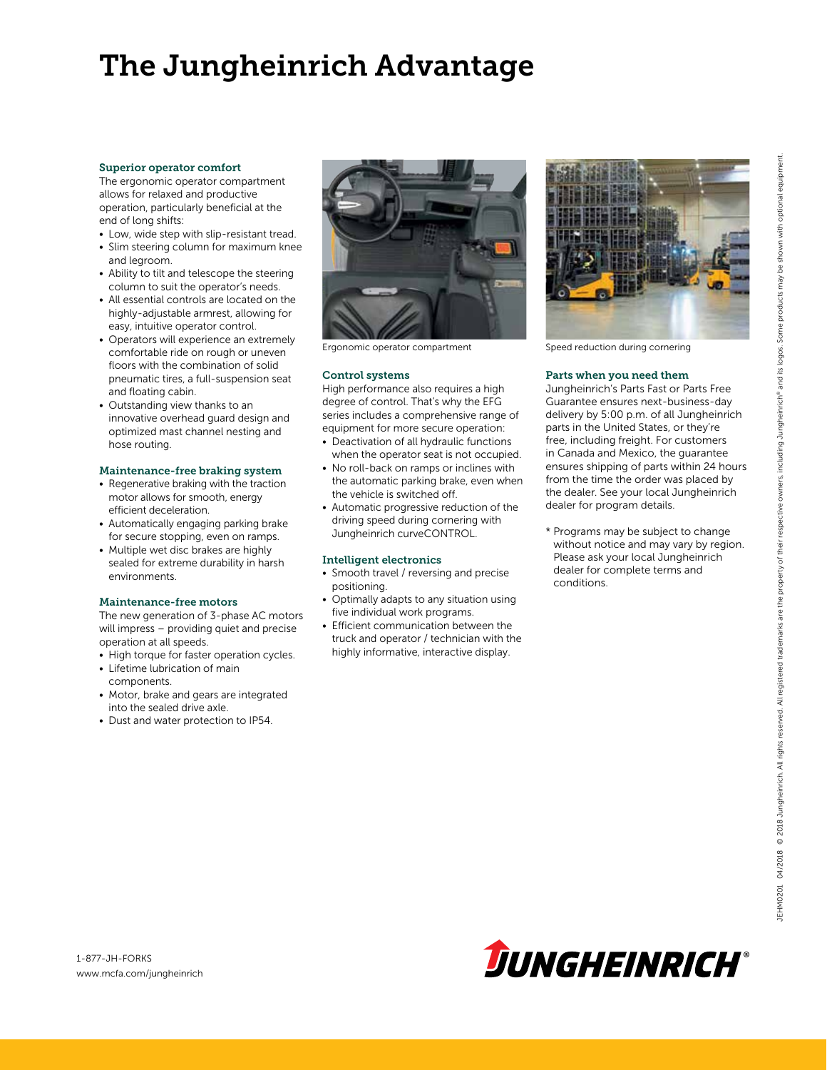# The Jungheinrich Advantage

### Superior operator comfort

The ergonomic operator compartment allows for relaxed and productive operation, particularly beneficial at the end of long shifts:

- Low, wide step with slip-resistant tread.
- Slim steering column for maximum knee and legroom.
- Ability to tilt and telescope the steering column to suit the operator's needs.
- All essential controls are located on the highly-adjustable armrest, allowing for easy, intuitive operator control.
- Operators will experience an extremely comfortable ride on rough or uneven floors with the combination of solid pneumatic tires, a full-suspension seat and floating cabin.
- Outstanding view thanks to an innovative overhead guard design and optimized mast channel nesting and hose routing.

### Maintenance-free braking system

- Regenerative braking with the traction motor allows for smooth, energy efficient deceleration.
- Automatically engaging parking brake for secure stopping, even on ramps.
- Multiple wet disc brakes are highly sealed for extreme durability in harsh environments.

### Maintenance-free motors

The new generation of 3-phase AC motors will impress – providing quiet and precise operation at all speeds.

- High torque for faster operation cycles.
- Lifetime lubrication of main components.
- Motor, brake and gears are integrated into the sealed drive axle.
- Dust and water protection to IP54.

Ergonomic operator compartment

### Control systems

High performance also requires a high degree of control. That's why the EFG series includes a comprehensive range of equipment for more secure operation:

- Deactivation of all hydraulic functions when the operator seat is not occupied.
- No roll-back on ramps or inclines with the automatic parking brake, even when the vehicle is switched off.
- Automatic progressive reduction of the driving speed during cornering with Jungheinrich curveCONTROL.

### Intelligent electronics

- Smooth travel / reversing and precise positioning.
- Optimally adapts to any situation using five individual work programs.
- Efficient communication between the truck and operator / technician with the highly informative, interactive display.

Speed reduction during cornering

### Parts when you need them

Jungheinrich's Parts Fast or Parts Free Guarantee ensures next-business-day delivery by 5:00 p.m. of all Jungheinrich parts in the United States, or they're free, including freight. For customers in Canada and Mexico, the guarantee ensures shipping of parts within 24 hours from the time the order was placed by the dealer. See your local Jungheinrich dealer for program details.

\* Programs may be subject to change without notice and may vary by region. Please ask your local Jungheinrich dealer for complete terms and conditions.

1-877-JH-FORKS
www.mcfa.com/jungheinrich

JUNGHEINRICH®

JEHM0201 04/2018 © 2018 Jungheinrich. All rights reserved. All registered trademarks are the property of their respective owners, including Jungheinrich® and its logos. Some products may be shown with optional equipment.